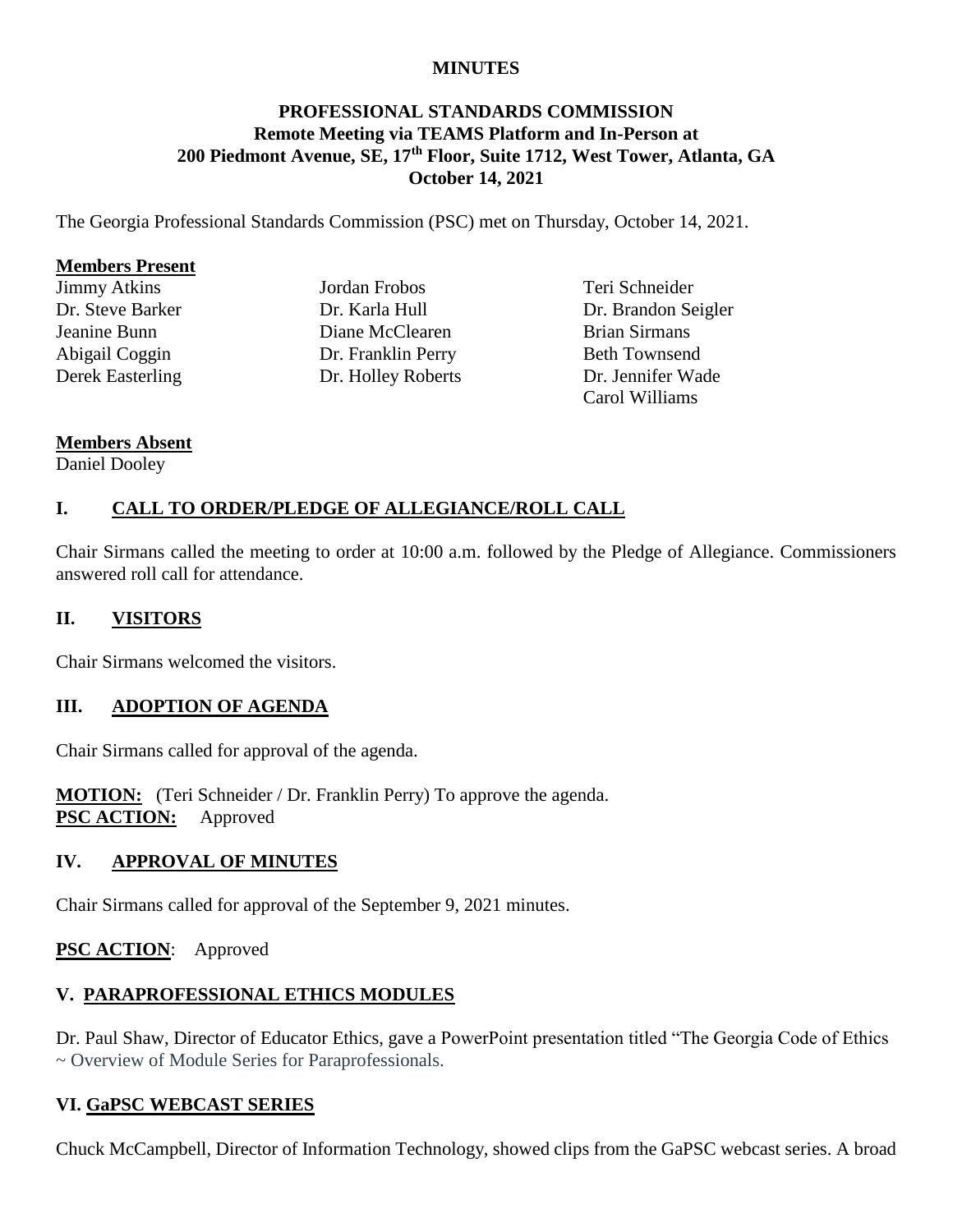**MINUTES**

**PROFESSIONAL STANDARDS COMMISSION**
**Remote Meeting via TEAMS Platform and In-Person at**
**200 Piedmont Avenue, SE, 17th Floor, Suite 1712, West Tower, Atlanta, GA**
**October 14, 2021**

The Georgia Professional Standards Commission (PSC) met on Thursday, October 14, 2021.

**Members Present**

Jimmy Atkins
Dr. Steve Barker
Jeanine Bunn
Abigail Coggin
Derek Easterling
Jordan Frobos
Dr. Karla Hull
Diane McClearen
Dr. Franklin Perry
Dr. Holley Roberts
Teri Schneider
Dr. Brandon Seigler
Brian Sirmans
Beth Townsend
Dr. Jennifer Wade
Carol Williams

**Members Absent**

Daniel Dooley

## I. CALL TO ORDER/PLEDGE OF ALLEGIANCE/ROLL CALL

Chair Sirmans called the meeting to order at 10:00 a.m. followed by the Pledge of Allegiance. Commissioners answered roll call for attendance.

## II. VISITORS

Chair Sirmans welcomed the visitors.

## III. ADOPTION OF AGENDA

Chair Sirmans called for approval of the agenda.

**MOTION:** (Teri Schneider / Dr. Franklin Perry) To approve the agenda.
**PSC ACTION:** Approved

## IV. APPROVAL OF MINUTES

Chair Sirmans called for approval of the September 9, 2021 minutes.

**PSC ACTION**: Approved

## V. PARAPROFESSIONAL ETHICS MODULES

Dr. Paul Shaw, Director of Educator Ethics, gave a PowerPoint presentation titled "The Georgia Code of Ethics ~ Overview of Module Series for Paraprofessionals.

## VI. GaPSC WEBCAST SERIES

Chuck McCampbell, Director of Information Technology, showed clips from the GaPSC webcast series. A broad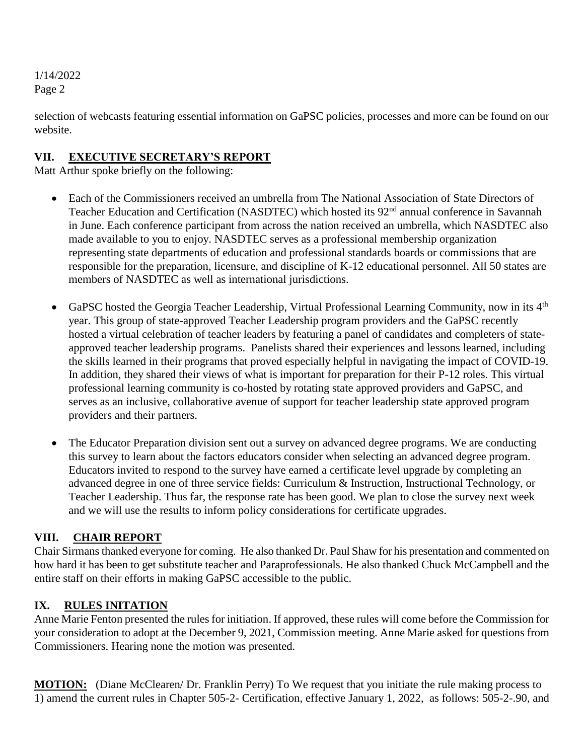selection of webcasts featuring essential information on GaPSC policies, processes and more can be found on our website.

## VII. EXECUTIVE SECRETARY'S REPORT

Matt Arthur spoke briefly on the following:

- Each of the Commissioners received an umbrella from The National Association of State Directors of Teacher Education and Certification (NASDTEC) which hosted its 92nd annual conference in Savannah in June. Each conference participant from across the nation received an umbrella, which NASDTEC also made available to you to enjoy. NASDTEC serves as a professional membership organization representing state departments of education and professional standards boards or commissions that are responsible for the preparation, licensure, and discipline of K-12 educational personnel. All 50 states are members of NASDTEC as well as international jurisdictions.

- GaPSC hosted the Georgia Teacher Leadership, Virtual Professional Learning Community, now in its 4th year. This group of state-approved Teacher Leadership program providers and the GaPSC recently hosted a virtual celebration of teacher leaders by featuring a panel of candidates and completers of state-approved teacher leadership programs. Panelists shared their experiences and lessons learned, including the skills learned in their programs that proved especially helpful in navigating the impact of COVID-19. In addition, they shared their views of what is important for preparation for their P-12 roles. This virtual professional learning community is co-hosted by rotating state approved providers and GaPSC, and serves as an inclusive, collaborative avenue of support for teacher leadership state approved program providers and their partners.

- The Educator Preparation division sent out a survey on advanced degree programs. We are conducting this survey to learn about the factors educators consider when selecting an advanced degree program. Educators invited to respond to the survey have earned a certificate level upgrade by completing an advanced degree in one of three service fields: Curriculum & Instruction, Instructional Technology, or Teacher Leadership. Thus far, the response rate has been good. We plan to close the survey next week and we will use the results to inform policy considerations for certificate upgrades.

## VIII. CHAIR REPORT

Chair Sirmans thanked everyone for coming. He also thanked Dr. Paul Shaw for his presentation and commented on how hard it has been to get substitute teacher and Paraprofessionals. He also thanked Chuck McCampbell and the entire staff on their efforts in making GaPSC accessible to the public.

## IX. RULES INITATION

Anne Marie Fenton presented the rules for initiation. If approved, these rules will come before the Commission for your consideration to adopt at the December 9, 2021, Commission meeting. Anne Marie asked for questions from Commissioners. Hearing none the motion was presented.

**MOTION:** (Diane McClearen/ Dr. Franklin Perry) To We request that you initiate the rule making process to 1) amend the current rules in Chapter 505-2- Certification, effective January 1, 2022, as follows: 505-2-.90, and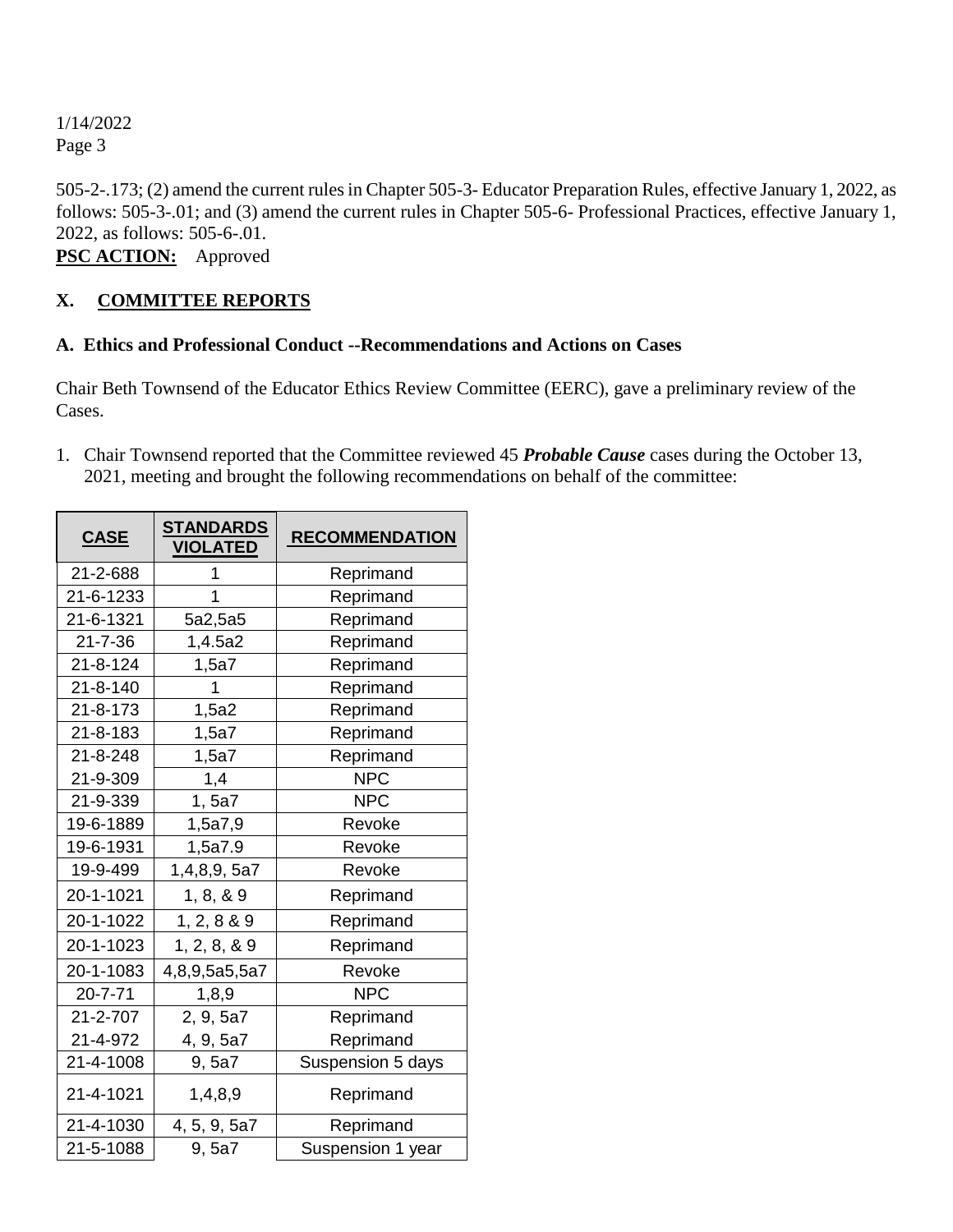505-2-.173; (2) amend the current rules in Chapter 505-3- Educator Preparation Rules, effective January 1, 2022, as follows: 505-3-.01; and (3) amend the current rules in Chapter 505-6- Professional Practices, effective January 1, 2022, as follows: 505-6-.01.

**PSC ACTION:** Approved

## X. COMMITTEE REPORTS

### A. Ethics and Professional Conduct --Recommendations and Actions on Cases

Chair Beth Townsend of the Educator Ethics Review Committee (EERC), gave a preliminary review of the Cases.

1. Chair Townsend reported that the Committee reviewed 45 ***Probable Cause*** cases during the October 13, 2021, meeting and brought the following recommendations on behalf of the committee:

| CASE | STANDARDS VIOLATED | RECOMMENDATION |
|---|---|---|
| 21-2-688 | 1 | Reprimand |
| 21-6-1233 | 1 | Reprimand |
| 21-6-1321 | 5a2,5a5 | Reprimand |
| 21-7-36 | 1,4.5a2 | Reprimand |
| 21-8-124 | 1,5a7 | Reprimand |
| 21-8-140 | 1 | Reprimand |
| 21-8-173 | 1,5a2 | Reprimand |
| 21-8-183 | 1,5a7 | Reprimand |
| 21-8-248 | 1,5a7 | Reprimand |
| 21-9-309 | 1,4 | NPC |
| 21-9-339 | 1, 5a7 | NPC |
| 19-6-1889 | 1,5a7,9 | Revoke |
| 19-6-1931 | 1,5a7.9 | Revoke |
| 19-9-499 | 1,4,8,9, 5a7 | Revoke |
| 20-1-1021 | 1, 8, & 9 | Reprimand |
| 20-1-1022 | 1, 2, 8 & 9 | Reprimand |
| 20-1-1023 | 1, 2, 8, & 9 | Reprimand |
| 20-1-1083 | 4,8,9,5a5,5a7 | Revoke |
| 20-7-71 | 1,8,9 | NPC |
| 21-2-707 | 2, 9, 5a7 | Reprimand |
| 21-4-972 | 4, 9, 5a7 | Reprimand |
| 21-4-1008 | 9, 5a7 | Suspension 5 days |
| 21-4-1021 | 1,4,8,9 | Reprimand |
| 21-4-1030 | 4, 5, 9, 5a7 | Reprimand |
| 21-5-1088 | 9, 5a7 | Suspension 1 year |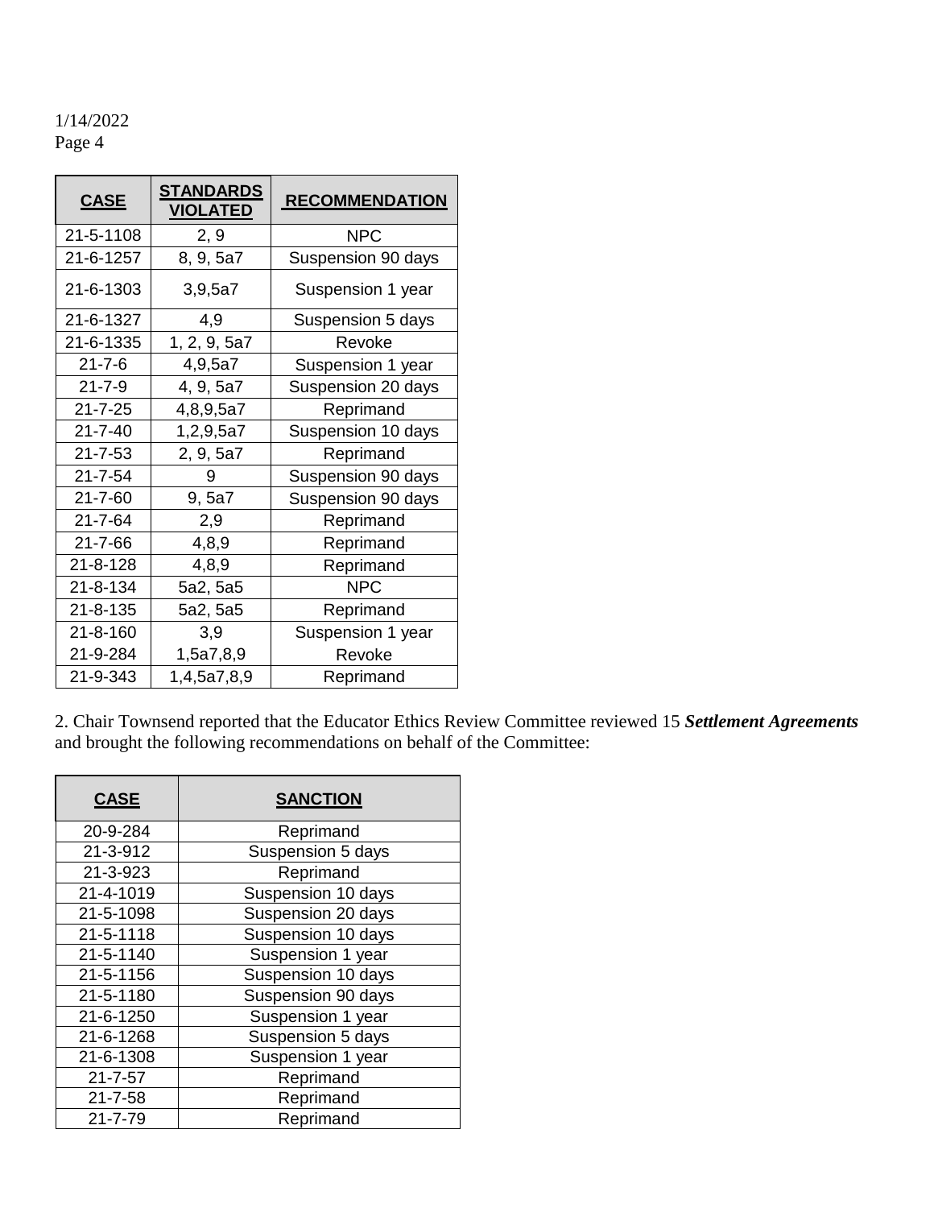1/14/2022
Page 4

| CASE | STANDARDS VIOLATED | RECOMMENDATION |
|---|---|---|
| 21-5-1108 | 2, 9 | NPC |
| 21-6-1257 | 8, 9, 5a7 | Suspension 90 days |
| 21-6-1303 | 3,9,5a7 | Suspension 1 year |
| 21-6-1327 | 4,9 | Suspension 5 days |
| 21-6-1335 | 1, 2, 9, 5a7 | Revoke |
| 21-7-6 | 4,9,5a7 | Suspension 1 year |
| 21-7-9 | 4, 9, 5a7 | Suspension 20 days |
| 21-7-25 | 4,8,9,5a7 | Reprimand |
| 21-7-40 | 1,2,9,5a7 | Suspension 10 days |
| 21-7-53 | 2, 9, 5a7 | Reprimand |
| 21-7-54 | 9 | Suspension 90 days |
| 21-7-60 | 9, 5a7 | Suspension 90 days |
| 21-7-64 | 2,9 | Reprimand |
| 21-7-66 | 4,8,9 | Reprimand |
| 21-8-128 | 4,8,9 | Reprimand |
| 21-8-134 | 5a2, 5a5 | NPC |
| 21-8-135 | 5a2, 5a5 | Reprimand |
| 21-8-160 | 3,9 | Suspension 1 year |
| 21-9-284 | 1,5a7,8,9 | Revoke |
| 21-9-343 | 1,4,5a7,8,9 | Reprimand |

2. Chair Townsend reported that the Educator Ethics Review Committee reviewed 15 ***Settlement Agreements*** and brought the following recommendations on behalf of the Committee:

| CASE | SANCTION |
|---|---|
| 20-9-284 | Reprimand |
| 21-3-912 | Suspension 5 days |
| 21-3-923 | Reprimand |
| 21-4-1019 | Suspension 10 days |
| 21-5-1098 | Suspension 20 days |
| 21-5-1118 | Suspension 10 days |
| 21-5-1140 | Suspension 1 year |
| 21-5-1156 | Suspension 10 days |
| 21-5-1180 | Suspension 90 days |
| 21-6-1250 | Suspension 1 year |
| 21-6-1268 | Suspension 5 days |
| 21-6-1308 | Suspension 1 year |
| 21-7-57 | Reprimand |
| 21-7-58 | Reprimand |
| 21-7-79 | Reprimand |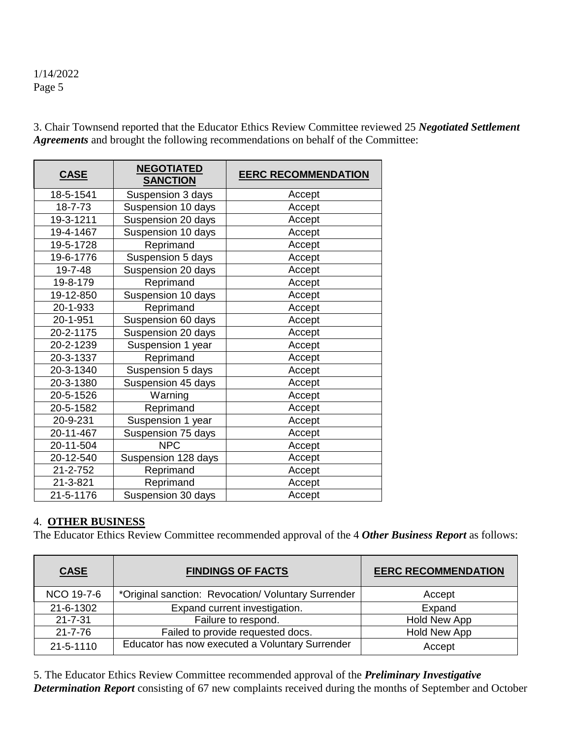3. Chair Townsend reported that the Educator Ethics Review Committee reviewed 25 ***Negotiated Settlement Agreements*** and brought the following recommendations on behalf of the Committee:

| CASE | NEGOTIATED SANCTION | EERC RECOMMENDATION |
|---|---|---|
| 18-5-1541 | Suspension 3 days | Accept |
| 18-7-73 | Suspension 10 days | Accept |
| 19-3-1211 | Suspension 20 days | Accept |
| 19-4-1467 | Suspension 10 days | Accept |
| 19-5-1728 | Reprimand | Accept |
| 19-6-1776 | Suspension 5 days | Accept |
| 19-7-48 | Suspension 20 days | Accept |
| 19-8-179 | Reprimand | Accept |
| 19-12-850 | Suspension 10 days | Accept |
| 20-1-933 | Reprimand | Accept |
| 20-1-951 | Suspension 60 days | Accept |
| 20-2-1175 | Suspension 20 days | Accept |
| 20-2-1239 | Suspension 1 year | Accept |
| 20-3-1337 | Reprimand | Accept |
| 20-3-1340 | Suspension 5 days | Accept |
| 20-3-1380 | Suspension 45 days | Accept |
| 20-5-1526 | Warning | Accept |
| 20-5-1582 | Reprimand | Accept |
| 20-9-231 | Suspension 1 year | Accept |
| 20-11-467 | Suspension 75 days | Accept |
| 20-11-504 | NPC | Accept |
| 20-12-540 | Suspension 128 days | Accept |
| 21-2-752 | Reprimand | Accept |
| 21-3-821 | Reprimand | Accept |
| 21-5-1176 | Suspension 30 days | Accept |

4. **OTHER BUSINESS**

The Educator Ethics Review Committee recommended approval of the 4 ***Other Business Report*** as follows:

| CASE | FINDINGS OF FACTS | EERC RECOMMENDATION |
|---|---|---|
| NCO 19-7-6 | *Original sanction: Revocation/ Voluntary Surrender | Accept |
| 21-6-1302 | Expand current investigation. | Expand |
| 21-7-31 | Failure to respond. | Hold New App |
| 21-7-76 | Failed to provide requested docs. | Hold New App |
| 21-5-1110 | Educator has now executed a Voluntary Surrender | Accept |

5. The Educator Ethics Review Committee recommended approval of the ***Preliminary Investigative Determination Report*** consisting of 67 new complaints received during the months of September and October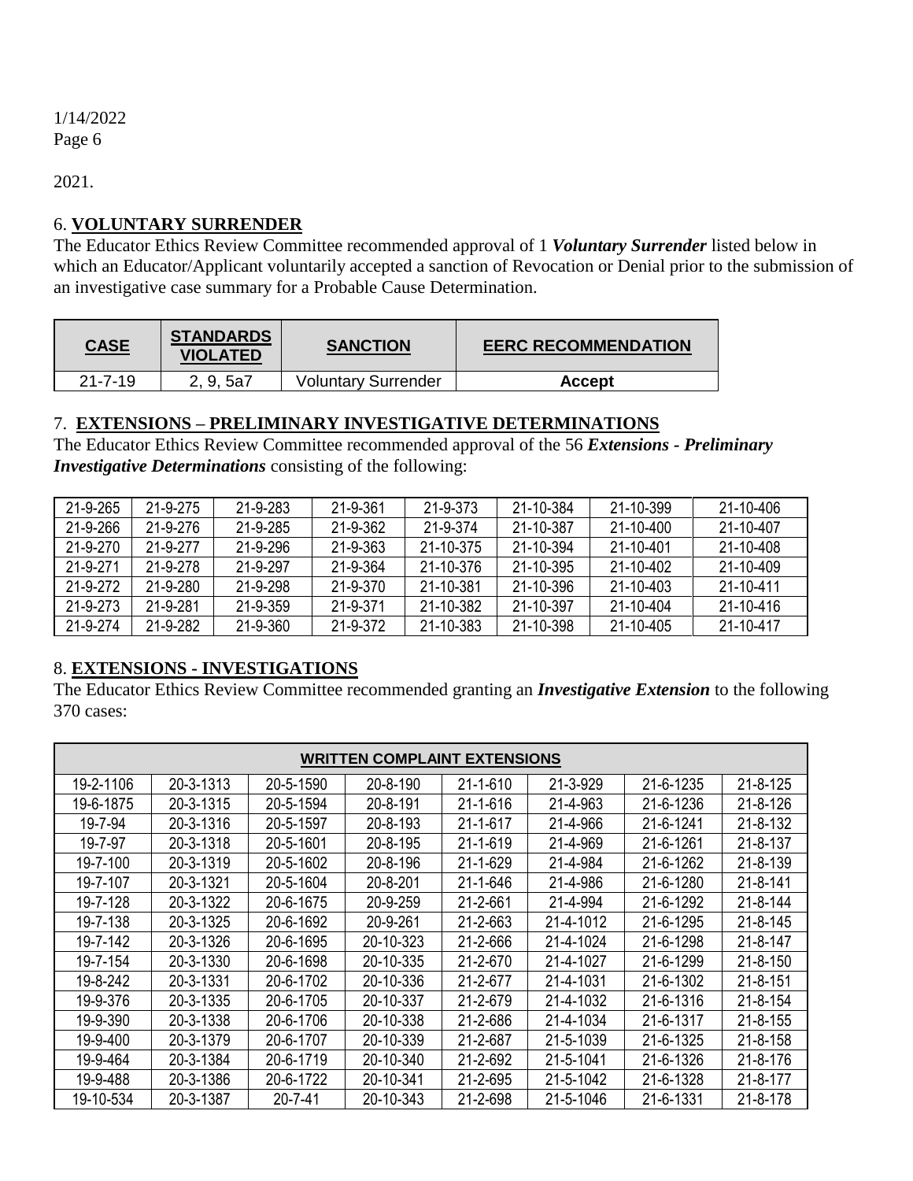2021.

## 6. VOLUNTARY SURRENDER

The Educator Ethics Review Committee recommended approval of 1 ***Voluntary Surrender*** listed below in which an Educator/Applicant voluntarily accepted a sanction of Revocation or Denial prior to the submission of an investigative case summary for a Probable Cause Determination.

| CASE | STANDARDS VIOLATED | SANCTION | EERC RECOMMENDATION |
|---|---|---|---|
| 21-7-19 | 2, 9, 5a7 | Voluntary Surrender | **Accept** |

## 7. EXTENSIONS – PRELIMINARY INVESTIGATIVE DETERMINATIONS

The Educator Ethics Review Committee recommended approval of the 56 ***Extensions - Preliminary Investigative Determinations*** consisting of the following:

| | | | | | | | |
|---|---|---|---|---|---|---|---|
| 21-9-265 | 21-9-275 | 21-9-283 | 21-9-361 | 21-9-373 | 21-10-384 | 21-10-399 | 21-10-406 |
| 21-9-266 | 21-9-276 | 21-9-285 | 21-9-362 | 21-9-374 | 21-10-387 | 21-10-400 | 21-10-407 |
| 21-9-270 | 21-9-277 | 21-9-296 | 21-9-363 | 21-10-375 | 21-10-394 | 21-10-401 | 21-10-408 |
| 21-9-271 | 21-9-278 | 21-9-297 | 21-9-364 | 21-10-376 | 21-10-395 | 21-10-402 | 21-10-409 |
| 21-9-272 | 21-9-280 | 21-9-298 | 21-9-370 | 21-10-381 | 21-10-396 | 21-10-403 | 21-10-411 |
| 21-9-273 | 21-9-281 | 21-9-359 | 21-9-371 | 21-10-382 | 21-10-397 | 21-10-404 | 21-10-416 |
| 21-9-274 | 21-9-282 | 21-9-360 | 21-9-372 | 21-10-383 | 21-10-398 | 21-10-405 | 21-10-417 |

## 8. EXTENSIONS - INVESTIGATIONS

The Educator Ethics Review Committee recommended granting an ***Investigative Extension*** to the following 370 cases:

| WRITTEN COMPLAINT EXTENSIONS | | | | | | | |
|---|---|---|---|---|---|---|---|
| 19-2-1106 | 20-3-1313 | 20-5-1590 | 20-8-190 | 21-1-610 | 21-3-929 | 21-6-1235 | 21-8-125 |
| 19-6-1875 | 20-3-1315 | 20-5-1594 | 20-8-191 | 21-1-616 | 21-4-963 | 21-6-1236 | 21-8-126 |
| 19-7-94 | 20-3-1316 | 20-5-1597 | 20-8-193 | 21-1-617 | 21-4-966 | 21-6-1241 | 21-8-132 |
| 19-7-97 | 20-3-1318 | 20-5-1601 | 20-8-195 | 21-1-619 | 21-4-969 | 21-6-1261 | 21-8-137 |
| 19-7-100 | 20-3-1319 | 20-5-1602 | 20-8-196 | 21-1-629 | 21-4-984 | 21-6-1262 | 21-8-139 |
| 19-7-107 | 20-3-1321 | 20-5-1604 | 20-8-201 | 21-1-646 | 21-4-986 | 21-6-1280 | 21-8-141 |
| 19-7-128 | 20-3-1322 | 20-6-1675 | 20-9-259 | 21-2-661 | 21-4-994 | 21-6-1292 | 21-8-144 |
| 19-7-138 | 20-3-1325 | 20-6-1692 | 20-9-261 | 21-2-663 | 21-4-1012 | 21-6-1295 | 21-8-145 |
| 19-7-142 | 20-3-1326 | 20-6-1695 | 20-10-323 | 21-2-666 | 21-4-1024 | 21-6-1298 | 21-8-147 |
| 19-7-154 | 20-3-1330 | 20-6-1698 | 20-10-335 | 21-2-670 | 21-4-1027 | 21-6-1299 | 21-8-150 |
| 19-8-242 | 20-3-1331 | 20-6-1702 | 20-10-336 | 21-2-677 | 21-4-1031 | 21-6-1302 | 21-8-151 |
| 19-9-376 | 20-3-1335 | 20-6-1705 | 20-10-337 | 21-2-679 | 21-4-1032 | 21-6-1316 | 21-8-154 |
| 19-9-390 | 20-3-1338 | 20-6-1706 | 20-10-338 | 21-2-686 | 21-4-1034 | 21-6-1317 | 21-8-155 |
| 19-9-400 | 20-3-1379 | 20-6-1707 | 20-10-339 | 21-2-687 | 21-5-1039 | 21-6-1325 | 21-8-158 |
| 19-9-464 | 20-3-1384 | 20-6-1719 | 20-10-340 | 21-2-692 | 21-5-1041 | 21-6-1326 | 21-8-176 |
| 19-9-488 | 20-3-1386 | 20-6-1722 | 20-10-341 | 21-2-695 | 21-5-1042 | 21-6-1328 | 21-8-177 |
| 19-10-534 | 20-3-1387 | 20-7-41 | 20-10-343 | 21-2-698 | 21-5-1046 | 21-6-1331 | 21-8-178 |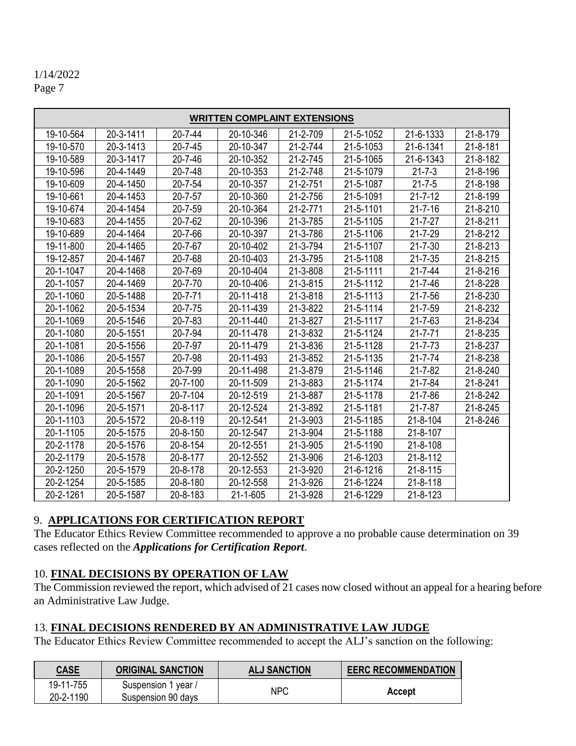1/14/2022

| WRITTEN COMPLAINT EXTENSIONS | | | | | | | |
|---|---|---|---|---|---|---|---|
| 19-10-564 | 20-3-1411 | 20-7-44 | 20-10-346 | 21-2-709 | 21-5-1052 | 21-6-1333 | 21-8-179 |
| 19-10-570 | 20-3-1413 | 20-7-45 | 20-10-347 | 21-2-744 | 21-5-1053 | 21-6-1341 | 21-8-181 |
| 19-10-589 | 20-3-1417 | 20-7-46 | 20-10-352 | 21-2-745 | 21-5-1065 | 21-6-1343 | 21-8-182 |
| 19-10-596 | 20-4-1449 | 20-7-48 | 20-10-353 | 21-2-748 | 21-5-1079 | 21-7-3 | 21-8-196 |
| 19-10-609 | 20-4-1450 | 20-7-54 | 20-10-357 | 21-2-751 | 21-5-1087 | 21-7-5 | 21-8-198 |
| 19-10-661 | 20-4-1453 | 20-7-57 | 20-10-360 | 21-2-756 | 21-5-1091 | 21-7-12 | 21-8-199 |
| 19-10-674 | 20-4-1454 | 20-7-59 | 20-10-364 | 21-2-771 | 21-5-1101 | 21-7-16 | 21-8-210 |
| 19-10-683 | 20-4-1455 | 20-7-62 | 20-10-396 | 21-3-785 | 21-5-1105 | 21-7-27 | 21-8-211 |
| 19-10-689 | 20-4-1464 | 20-7-66 | 20-10-397 | 21-3-786 | 21-5-1106 | 21-7-29 | 21-8-212 |
| 19-11-800 | 20-4-1465 | 20-7-67 | 20-10-402 | 21-3-794 | 21-5-1107 | 21-7-30 | 21-8-213 |
| 19-12-857 | 20-4-1467 | 20-7-68 | 20-10-403 | 21-3-795 | 21-5-1108 | 21-7-35 | 21-8-215 |
| 20-1-1047 | 20-4-1468 | 20-7-69 | 20-10-404 | 21-3-808 | 21-5-1111 | 21-7-44 | 21-8-216 |
| 20-1-1057 | 20-4-1469 | 20-7-70 | 20-10-406 | 21-3-815 | 21-5-1112 | 21-7-46 | 21-8-228 |
| 20-1-1060 | 20-5-1488 | 20-7-71 | 20-11-418 | 21-3-818 | 21-5-1113 | 21-7-56 | 21-8-230 |
| 20-1-1062 | 20-5-1534 | 20-7-75 | 20-11-439 | 21-3-822 | 21-5-1114 | 21-7-59 | 21-8-232 |
| 20-1-1069 | 20-5-1546 | 20-7-83 | 20-11-440 | 21-3-827 | 21-5-1117 | 21-7-63 | 21-8-234 |
| 20-1-1080 | 20-5-1551 | 20-7-94 | 20-11-478 | 21-3-832 | 21-5-1124 | 21-7-71 | 21-8-235 |
| 20-1-1081 | 20-5-1556 | 20-7-97 | 20-11-479 | 21-3-836 | 21-5-1128 | 21-7-73 | 21-8-237 |
| 20-1-1086 | 20-5-1557 | 20-7-98 | 20-11-493 | 21-3-852 | 21-5-1135 | 21-7-74 | 21-8-238 |
| 20-1-1089 | 20-5-1558 | 20-7-99 | 20-11-498 | 21-3-879 | 21-5-1146 | 21-7-82 | 21-8-240 |
| 20-1-1090 | 20-5-1562 | 20-7-100 | 20-11-509 | 21-3-883 | 21-5-1174 | 21-7-84 | 21-8-241 |
| 20-1-1091 | 20-5-1567 | 20-7-104 | 20-12-519 | 21-3-887 | 21-5-1178 | 21-7-86 | 21-8-242 |
| 20-1-1096 | 20-5-1571 | 20-8-117 | 20-12-524 | 21-3-892 | 21-5-1181 | 21-7-87 | 21-8-245 |
| 20-1-1103 | 20-5-1572 | 20-8-119 | 20-12-541 | 21-3-903 | 21-5-1185 | 21-8-104 | 21-8-246 |
| 20-1-1105 | 20-5-1575 | 20-8-150 | 20-12-547 | 21-3-904 | 21-5-1188 | 21-8-107 | |
| 20-2-1178 | 20-5-1576 | 20-8-154 | 20-12-551 | 21-3-905 | 21-5-1190 | 21-8-108 | |
| 20-2-1179 | 20-5-1578 | 20-8-177 | 20-12-552 | 21-3-906 | 21-6-1203 | 21-8-112 | |
| 20-2-1250 | 20-5-1579 | 20-8-178 | 20-12-553 | 21-3-920 | 21-6-1216 | 21-8-115 | |
| 20-2-1254 | 20-5-1585 | 20-8-180 | 20-12-558 | 21-3-926 | 21-6-1224 | 21-8-118 | |
| 20-2-1261 | 20-5-1587 | 20-8-183 | 21-1-605 | 21-3-928 | 21-6-1229 | 21-8-123 | |

## 9. APPLICATIONS FOR CERTIFICATION REPORT

The Educator Ethics Review Committee recommended to approve a no probable cause determination on 39 cases reflected on the ***Applications for Certification Report***.

## 10. FINAL DECISIONS BY OPERATION OF LAW

The Commission reviewed the report, which advised of 21 cases now closed without an appeal for a hearing before an Administrative Law Judge.

## 13. FINAL DECISIONS RENDERED BY AN ADMINISTRATIVE LAW JUDGE

The Educator Ethics Review Committee recommended to accept the ALJ's sanction on the following:

| CASE | ORIGINAL SANCTION | ALJ SANCTION | EERC RECOMMENDATION |
|---|---|---|---|
| 19-11-755 / 20-2-1190 | Suspension 1 year / Suspension 90 days | NPC | **Accept** |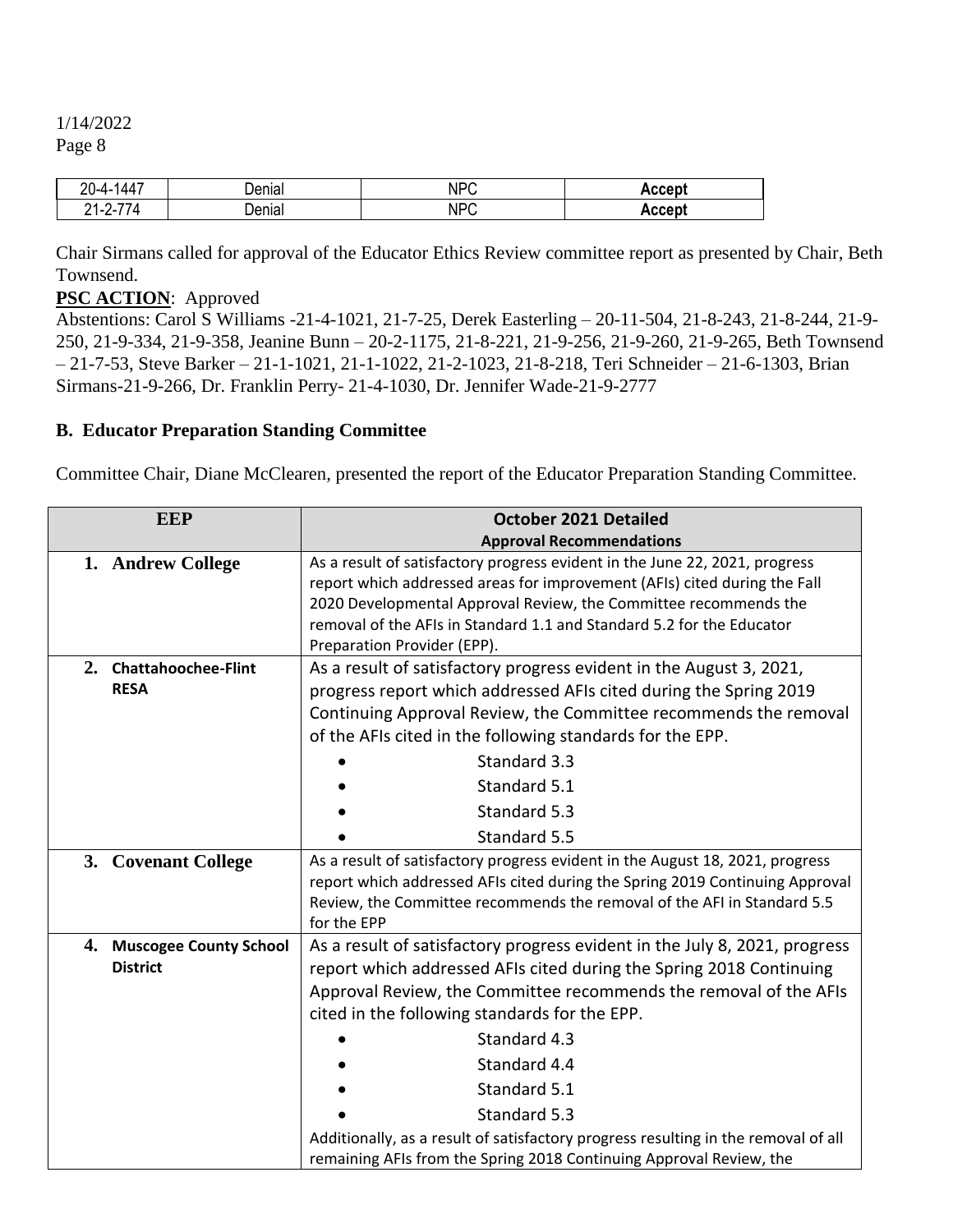| | | | |
|---|---|---|---|
| 20-4-1447 | Denial | NPC | **Accept** |
| 21-2-774 | Denial | NPC | **Accept** |

Chair Sirmans called for approval of the Educator Ethics Review committee report as presented by Chair, Beth Townsend.

**PSC ACTION**: Approved

Abstentions: Carol S Williams -21-4-1021, 21-7-25, Derek Easterling – 20-11-504, 21-8-243, 21-8-244, 21-9-250, 21-9-334, 21-9-358, Jeanine Bunn – 20-2-1175, 21-8-221, 21-9-256, 21-9-260, 21-9-265, Beth Townsend – 21-7-53, Steve Barker – 21-1-1021, 21-1-1022, 21-2-1023, 21-8-218, Teri Schneider – 21-6-1303, Brian Sirmans-21-9-266, Dr. Franklin Perry- 21-4-1030, Dr. Jennifer Wade-21-9-2777

## B. Educator Preparation Standing Committee

Committee Chair, Diane McClearen, presented the report of the Educator Preparation Standing Committee.

| EEP | October 2021 Detailed Approval Recommendations |
|---|---|
| 1. **Andrew College** | As a result of satisfactory progress evident in the June 22, 2021, progress report which addressed areas for improvement (AFIs) cited during the Fall 2020 Developmental Approval Review, the Committee recommends the removal of the AFIs in Standard 1.1 and Standard 5.2 for the Educator Preparation Provider (EPP). |
| 2. **Chattahoochee-Flint RESA** | As a result of satisfactory progress evident in the August 3, 2021, progress report which addressed AFIs cited during the Spring 2019 Continuing Approval Review, the Committee recommends the removal of the AFIs cited in the following standards for the EPP.<br>• Standard 3.3<br>• Standard 5.1<br>• Standard 5.3<br>• Standard 5.5 |
| 3. **Covenant College** | As a result of satisfactory progress evident in the August 18, 2021, progress report which addressed AFIs cited during the Spring 2019 Continuing Approval Review, the Committee recommends the removal of the AFI in Standard 5.5 for the EPP |
| 4. **Muscogee County School District** | As a result of satisfactory progress evident in the July 8, 2021, progress report which addressed AFIs cited during the Spring 2018 Continuing Approval Review, the Committee recommends the removal of the AFIs cited in the following standards for the EPP.<br>• Standard 4.3<br>• Standard 4.4<br>• Standard 5.1<br>• Standard 5.3<br>Additionally, as a result of satisfactory progress resulting in the removal of all remaining AFIs from the Spring 2018 Continuing Approval Review, the |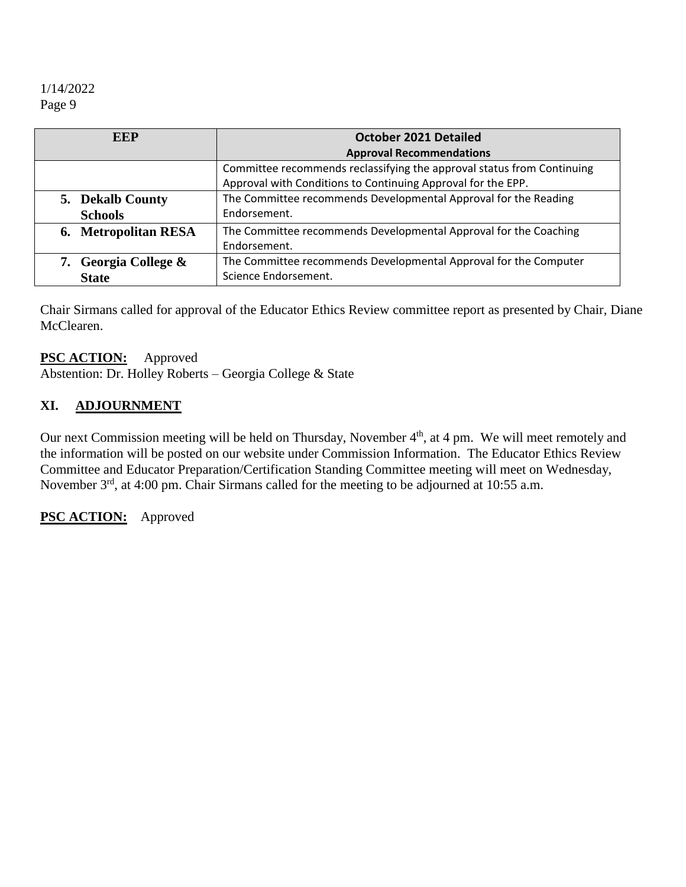| EEP | October 2021 Detailed Approval Recommendations |
|---|---|
| | Committee recommends reclassifying the approval status from Continuing Approval with Conditions to Continuing Approval for the EPP. |
| **5. Dekalb County Schools** | The Committee recommends Developmental Approval for the Reading Endorsement. |
| **6. Metropolitan RESA** | The Committee recommends Developmental Approval for the Coaching Endorsement. |
| **7. Georgia College & State** | The Committee recommends Developmental Approval for the Computer Science Endorsement. |

Chair Sirmans called for approval of the Educator Ethics Review committee report as presented by Chair, Diane McClearen.

**PSC ACTION:** Approved
Abstention: Dr. Holley Roberts – Georgia College & State

## XI. ADJOURNMENT

Our next Commission meeting will be held on Thursday, November 4th, at 4 pm. We will meet remotely and the information will be posted on our website under Commission Information. The Educator Ethics Review Committee and Educator Preparation/Certification Standing Committee meeting will meet on Wednesday, November 3rd, at 4:00 pm. Chair Sirmans called for the meeting to be adjourned at 10:55 a.m.

**PSC ACTION:** Approved